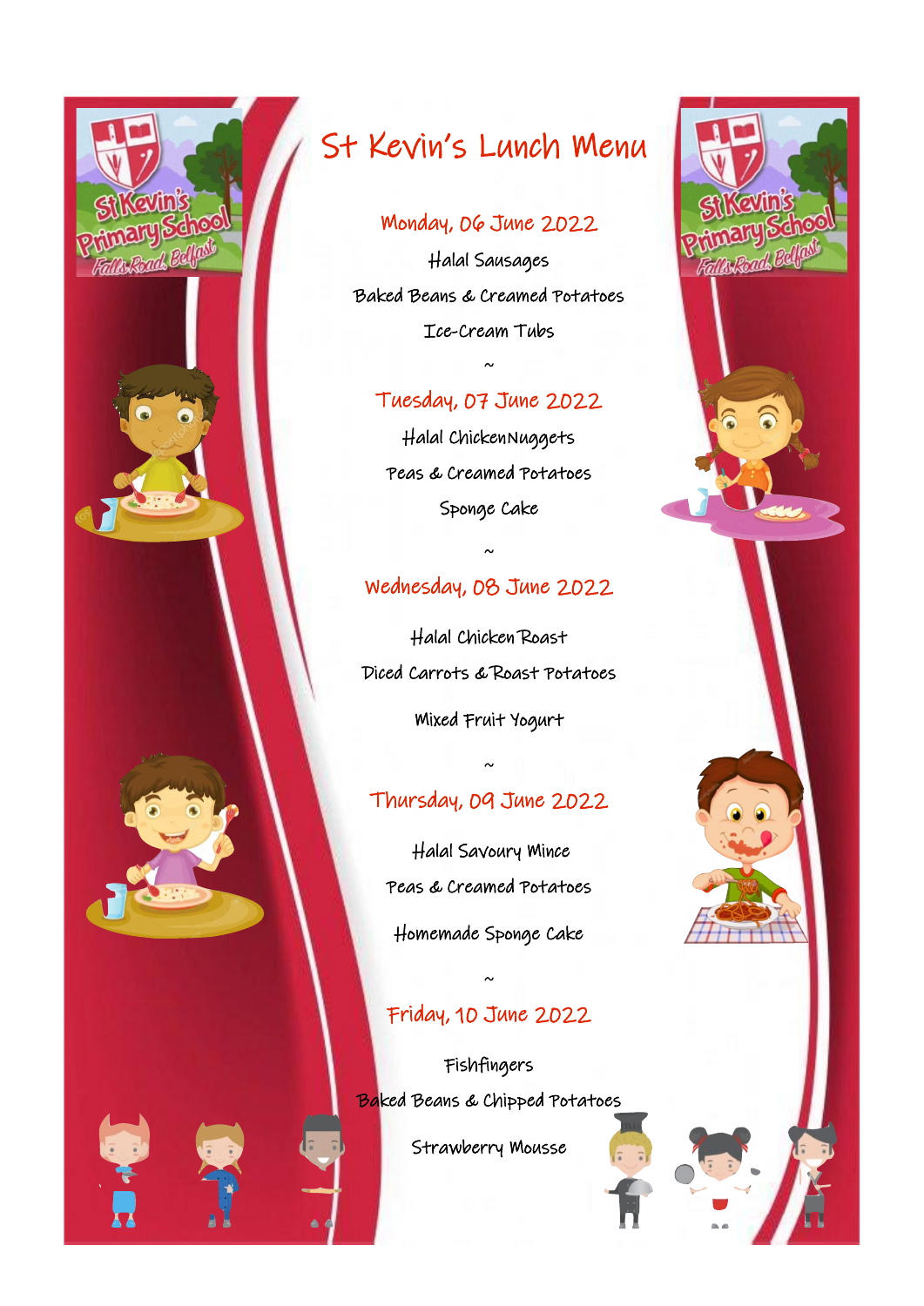# St Kevin's Lunch Menu

## Monday, 06 June 2022

Halal Sausages

Baked Beans & Creamed Potatoes

Ice-Cream Tubs

~

## Tuesday, 07 June 2022

Halal ChickenNuggets

Peas & Creamed Potatoes

Sponge Cake

~

## Wednesday, 08 June 2022

Halal Chicken Roast

Diced Carrots & Roast Potatoes

Mixed Fruit Yogurt

~

## Thursday, 09 June 2022

Halal Savoury Mince

Peas & Creamed Potatoes

Homemade Sponge Cake

~

## Friday, 10 June 2022

Fishfingers

Baked Beans & Chipped Potatoes

Strawberry Mousse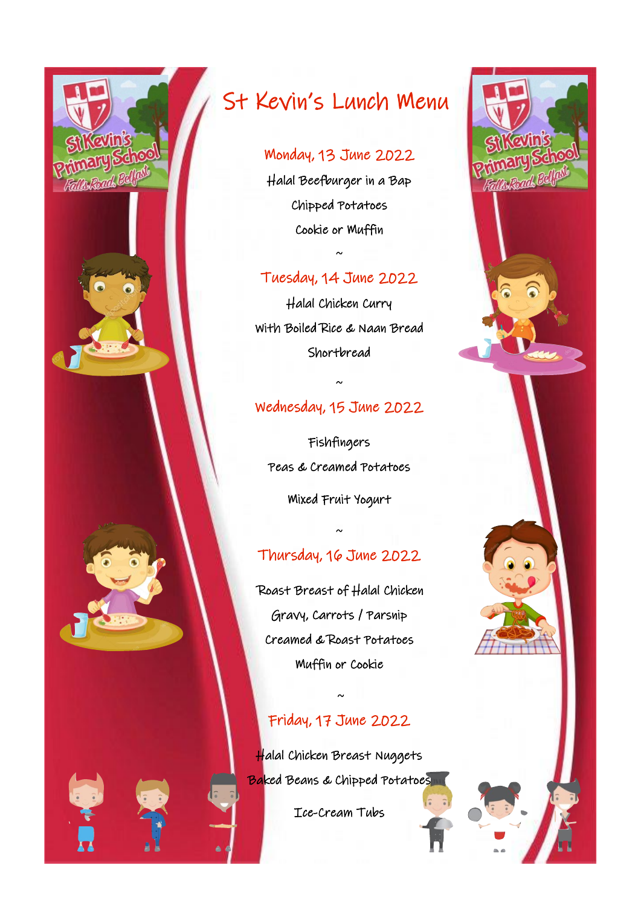# St Kevin's Lunch Menu

## Monday, 13 June 2022

Halal Beefburger in a Bap

Chipped Potatoes

Cookie or Muffin

~

## Tuesday, 14 June 2022

Halal Chicken Curry

With Boiled Rice & Naan Bread

Shortbread

~

## Wednesday, 15 June 2022

Fishfingers

Peas & Creamed Potatoes

Mixed Fruit Yogurt

~

## Thursday, 16 June 2022

Roast Breast of Halal Chicken

Gravy, Carrots / Parsnip

Creamed & Roast Potatoes

Muffin or Cookie

~

## Friday, 17 June 2022

Halal Chicken Breast Nuggets

Baked Beans & Chipped Potatoes

Ice-Cream Tubs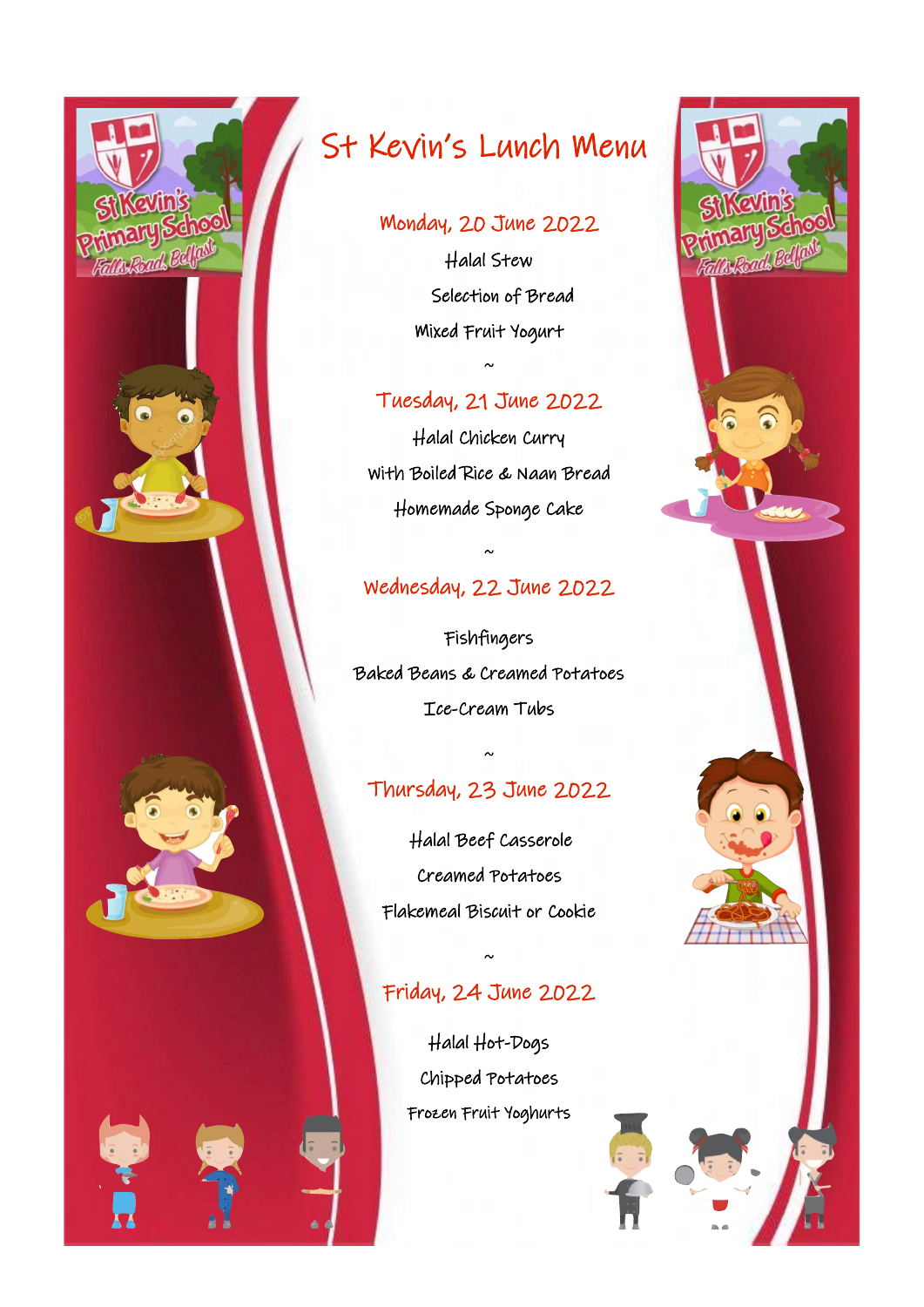# St Kevin's Lunch Menu

## Monday, 20 June 2022

Halal Stew

Selection of Bread

Mixed Fruit Yogurt

~

## Tuesday, 21 June 2022

Halal Chicken Curry

With Boiled Rice & Naan Bread

Homemade Sponge Cake

~

## Wednesday, 22 June 2022

Fishfingers

Baked Beans & Creamed Potatoes

Ice-Cream Tubs

~

## Thursday, 23 June 2022

Halal Beef Casserole

Creamed Potatoes

Flakemeal Biscuit or Cookie

~

## Friday, 24 June 2022

Halal Hot-Dogs

Chipped Potatoes

Frozen Fruit Yoghurts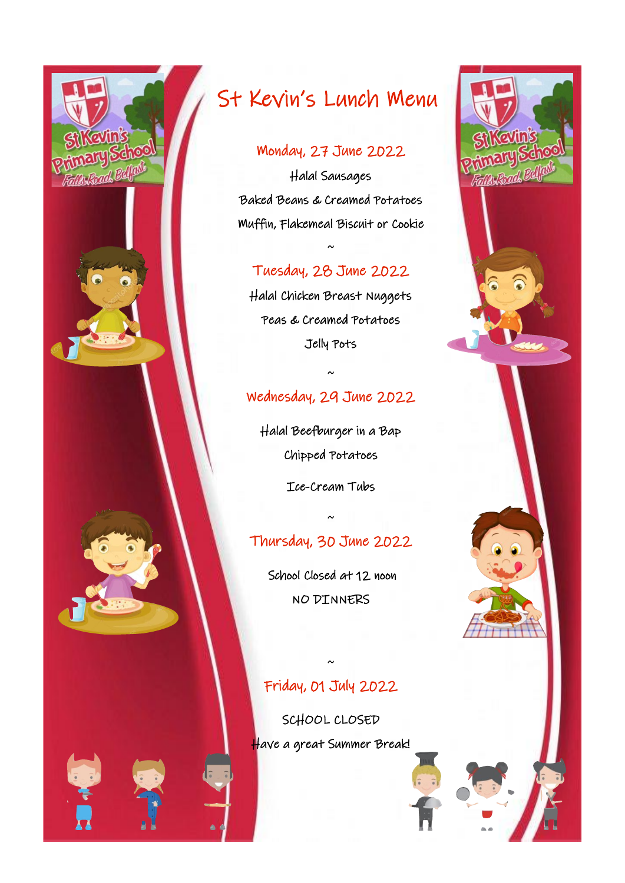# St Kevin's Lunch Menu

## Monday, 27 June 2022

Halal Sausages

Baked Beans & Creamed Potatoes

Muffin, Flakemeal Biscuit or Cookie

~

## Tuesday, 28 June 2022

Halal Chicken Breast Nuggets

Peas & Creamed Potatoes

Jelly Pots

~

## Wednesday, 29 June 2022

Halal Beefburger in a Bap

Chipped Potatoes

Ice-Cream Tubs

~

## Thursday, 30 June 2022

School Closed at 12 noon

NO DINNERS

~

## Friday, 01 July 2022

SCHOOL CLOSED

Have a great Summer Break!